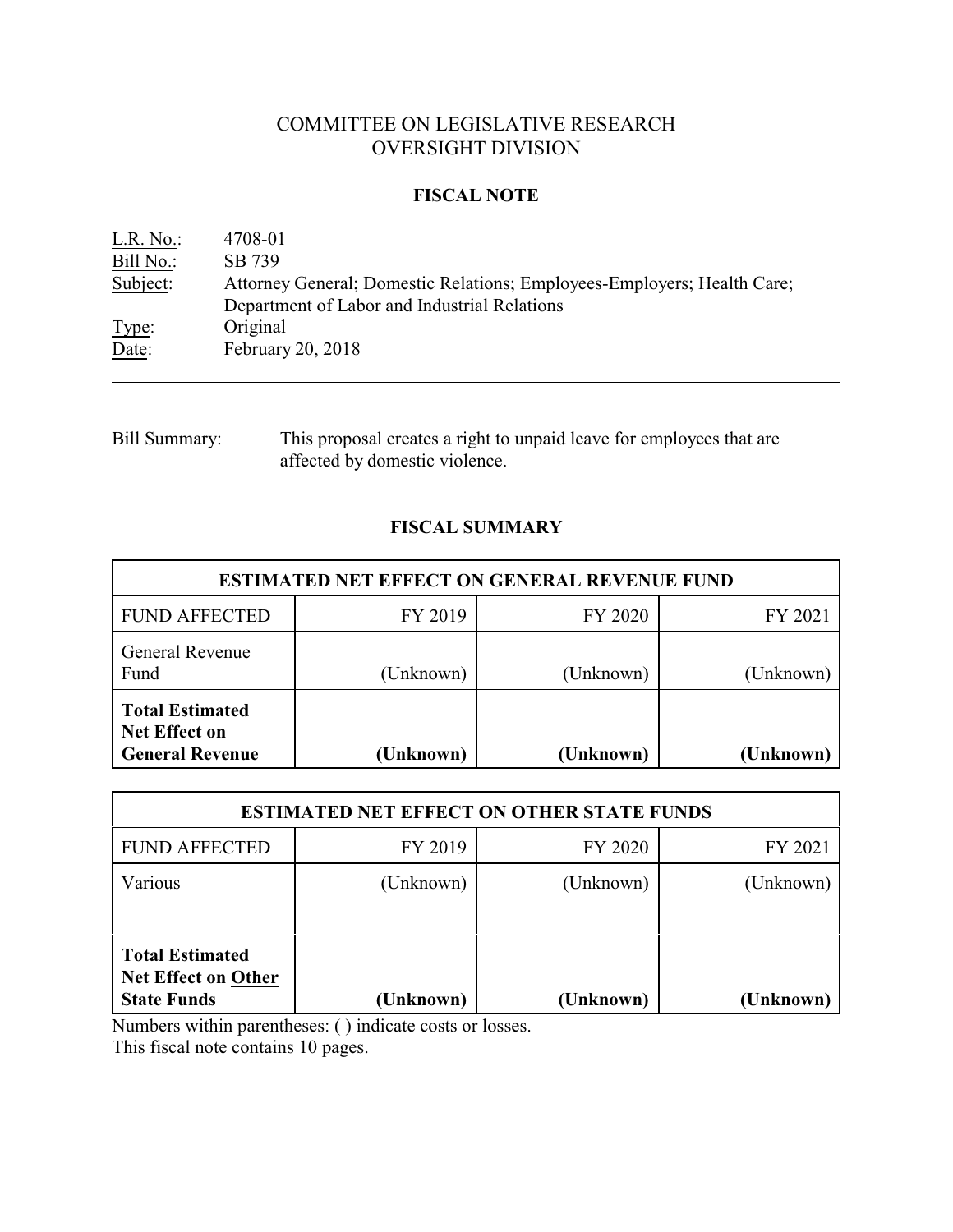# COMMITTEE ON LEGISLATIVE RESEARCH
# OVERSIGHT DIVISION

## FISCAL NOTE

L.R. No.: 4708-01
Bill No.: SB 739
Subject: Attorney General; Domestic Relations; Employees-Employers; Health Care; Department of Labor and Industrial Relations
Type: Original
Date: February 20, 2018

---

Bill Summary: This proposal creates a right to unpaid leave for employees that are affected by domestic violence.

## FISCAL SUMMARY

| ESTIMATED NET EFFECT ON GENERAL REVENUE FUND | | | |
|---|---|---|---|
| FUND AFFECTED | FY 2019 | FY 2020 | FY 2021 |
| General Revenue Fund | (Unknown) | (Unknown) | (Unknown) |
| **Total Estimated Net Effect on General Revenue** | **(Unknown)** | **(Unknown)** | **(Unknown)** |

| ESTIMATED NET EFFECT ON OTHER STATE FUNDS | | | |
|---|---|---|---|
| FUND AFFECTED | FY 2019 | FY 2020 | FY 2021 |
| Various | (Unknown) | (Unknown) | (Unknown) |
| | | | |
| **Total Estimated Net Effect on Other State Funds** | **(Unknown)** | **(Unknown)** | **(Unknown)** |

Numbers within parentheses: ( ) indicate costs or losses.
This fiscal note contains 10 pages.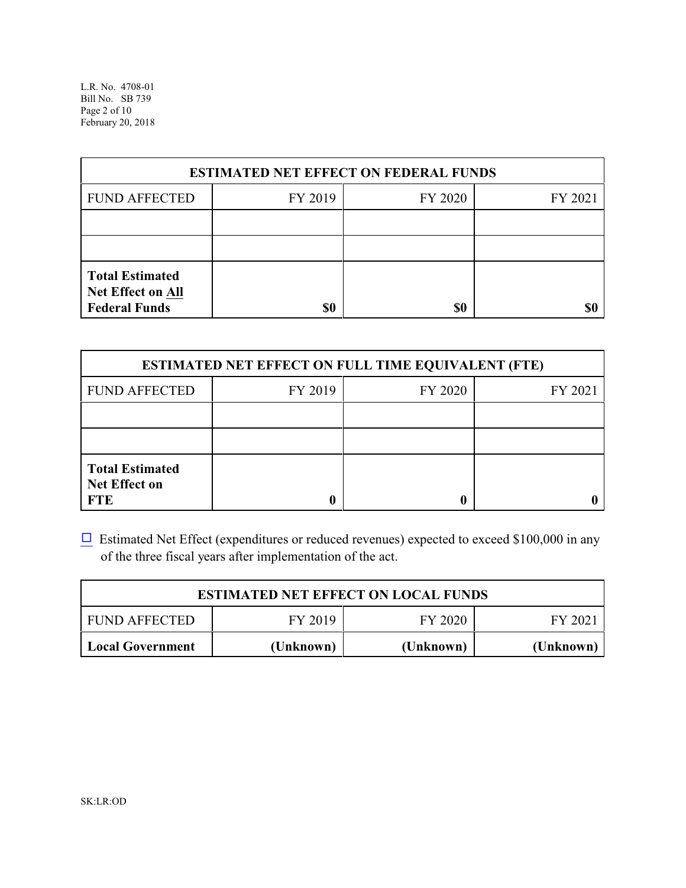| ESTIMATED NET EFFECT ON FEDERAL FUNDS | | | |
|---|---|---|---|
| FUND AFFECTED | FY 2019 | FY 2020 | FY 2021 |
| | | | |
| | | | |
| **Total Estimated Net Effect on All Federal Funds** | **$0** | **$0** | **$0** |

| ESTIMATED NET EFFECT ON FULL TIME EQUIVALENT (FTE) | | | |
|---|---|---|---|
| FUND AFFECTED | FY 2019 | FY 2020 | FY 2021 |
| | | | |
| | | | |
| **Total Estimated Net Effect on FTE** | **0** | **0** | **0** |

☐ Estimated Net Effect (expenditures or reduced revenues) expected to exceed $100,000 in any of the three fiscal years after implementation of the act.

| ESTIMATED NET EFFECT ON LOCAL FUNDS | | | |
|---|---|---|---|
| FUND AFFECTED | FY 2019 | FY 2020 | FY 2021 |
| **Local Government** | **(Unknown)** | **(Unknown)** | **(Unknown)** |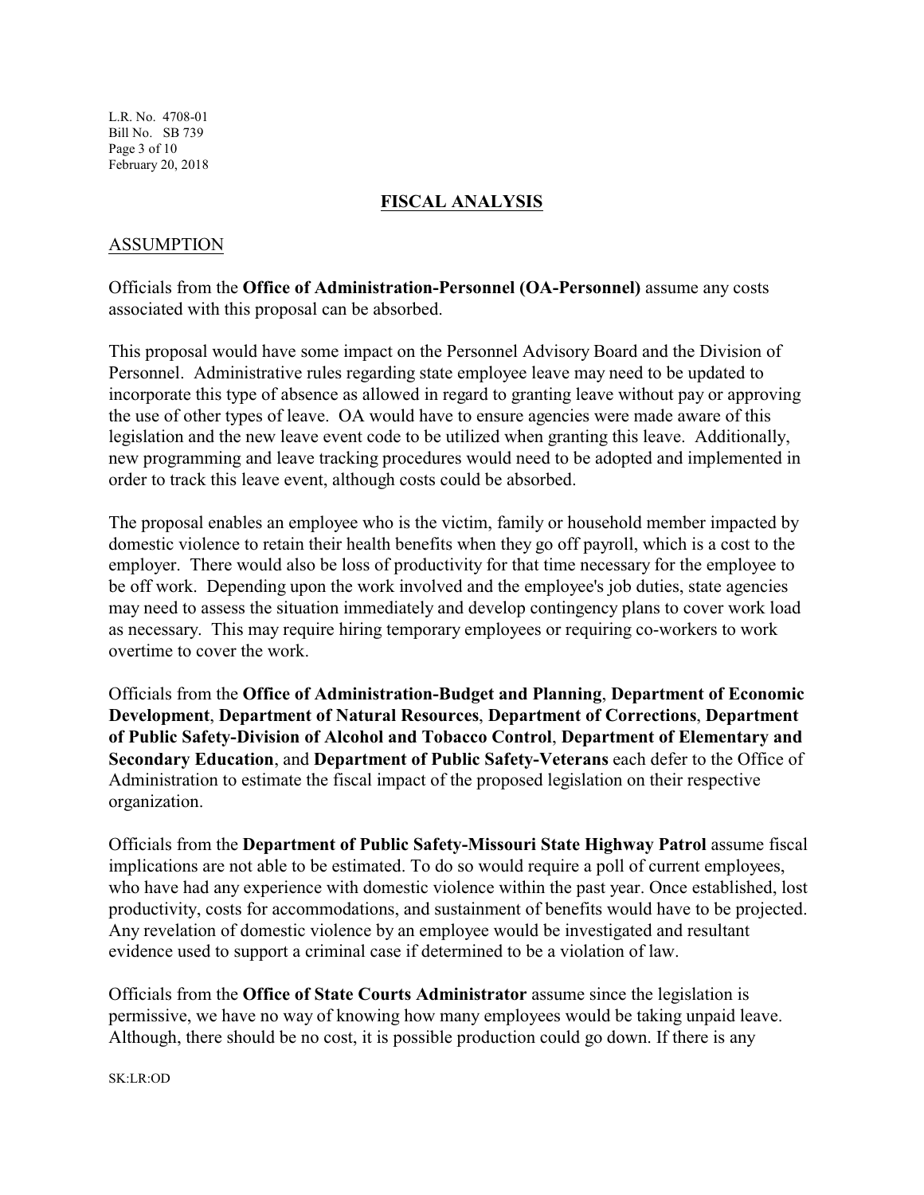## FISCAL ANALYSIS

### ASSUMPTION

Officials from the **Office of Administration-Personnel (OA-Personnel)** assume any costs associated with this proposal can be absorbed.

This proposal would have some impact on the Personnel Advisory Board and the Division of Personnel. Administrative rules regarding state employee leave may need to be updated to incorporate this type of absence as allowed in regard to granting leave without pay or approving the use of other types of leave. OA would have to ensure agencies were made aware of this legislation and the new leave event code to be utilized when granting this leave. Additionally, new programming and leave tracking procedures would need to be adopted and implemented in order to track this leave event, although costs could be absorbed.

The proposal enables an employee who is the victim, family or household member impacted by domestic violence to retain their health benefits when they go off payroll, which is a cost to the employer. There would also be loss of productivity for that time necessary for the employee to be off work. Depending upon the work involved and the employee's job duties, state agencies may need to assess the situation immediately and develop contingency plans to cover work load as necessary. This may require hiring temporary employees or requiring co-workers to work overtime to cover the work.

Officials from the **Office of Administration-Budget and Planning**, **Department of Economic Development**, **Department of Natural Resources**, **Department of Corrections**, **Department of Public Safety-Division of Alcohol and Tobacco Control**, **Department of Elementary and Secondary Education**, and **Department of Public Safety-Veterans** each defer to the Office of Administration to estimate the fiscal impact of the proposed legislation on their respective organization.

Officials from the **Department of Public Safety-Missouri State Highway Patrol** assume fiscal implications are not able to be estimated. To do so would require a poll of current employees, who have had any experience with domestic violence within the past year. Once established, lost productivity, costs for accommodations, and sustainment of benefits would have to be projected. Any revelation of domestic violence by an employee would be investigated and resultant evidence used to support a criminal case if determined to be a violation of law.

Officials from the **Office of State Courts Administrator** assume since the legislation is permissive, we have no way of knowing how many employees would be taking unpaid leave. Although, there should be no cost, it is possible production could go down. If there is any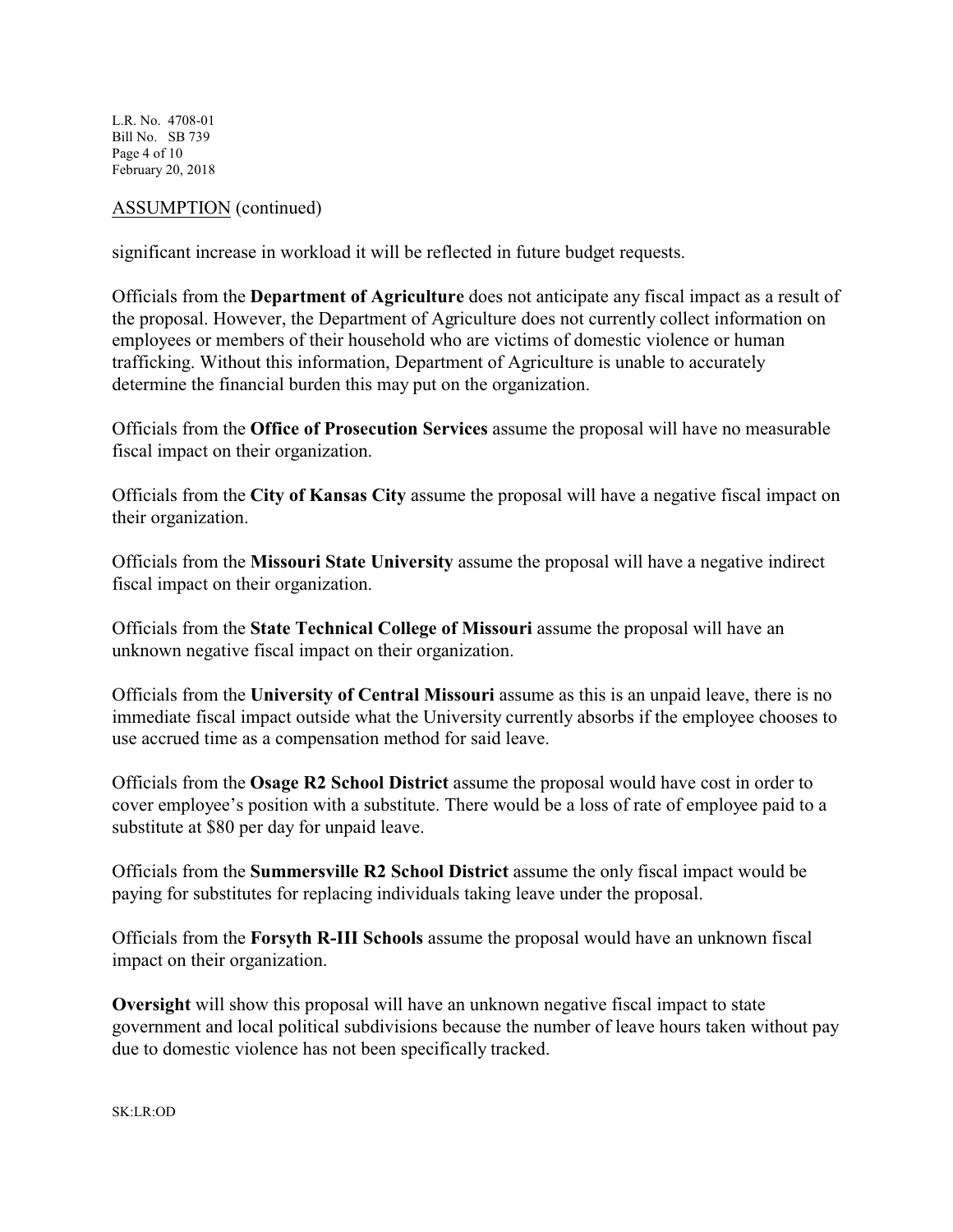ASSUMPTION (continued)

significant increase in workload it will be reflected in future budget requests.

Officials from the **Department of Agriculture** does not anticipate any fiscal impact as a result of the proposal. However, the Department of Agriculture does not currently collect information on employees or members of their household who are victims of domestic violence or human trafficking. Without this information, Department of Agriculture is unable to accurately determine the financial burden this may put on the organization.

Officials from the **Office of Prosecution Services** assume the proposal will have no measurable fiscal impact on their organization.

Officials from the **City of Kansas City** assume the proposal will have a negative fiscal impact on their organization.

Officials from the **Missouri State University** assume the proposal will have a negative indirect fiscal impact on their organization.

Officials from the **State Technical College of Missouri** assume the proposal will have an unknown negative fiscal impact on their organization.

Officials from the **University of Central Missouri** assume as this is an unpaid leave, there is no immediate fiscal impact outside what the University currently absorbs if the employee chooses to use accrued time as a compensation method for said leave.

Officials from the **Osage R2 School District** assume the proposal would have cost in order to cover employee's position with a substitute. There would be a loss of rate of employee paid to a substitute at $80 per day for unpaid leave.

Officials from the **Summersville R2 School District** assume the only fiscal impact would be paying for substitutes for replacing individuals taking leave under the proposal.

Officials from the **Forsyth R-III Schools** assume the proposal would have an unknown fiscal impact on their organization.

**Oversight** will show this proposal will have an unknown negative fiscal impact to state government and local political subdivisions because the number of leave hours taken without pay due to domestic violence has not been specifically tracked.

SK:LR:OD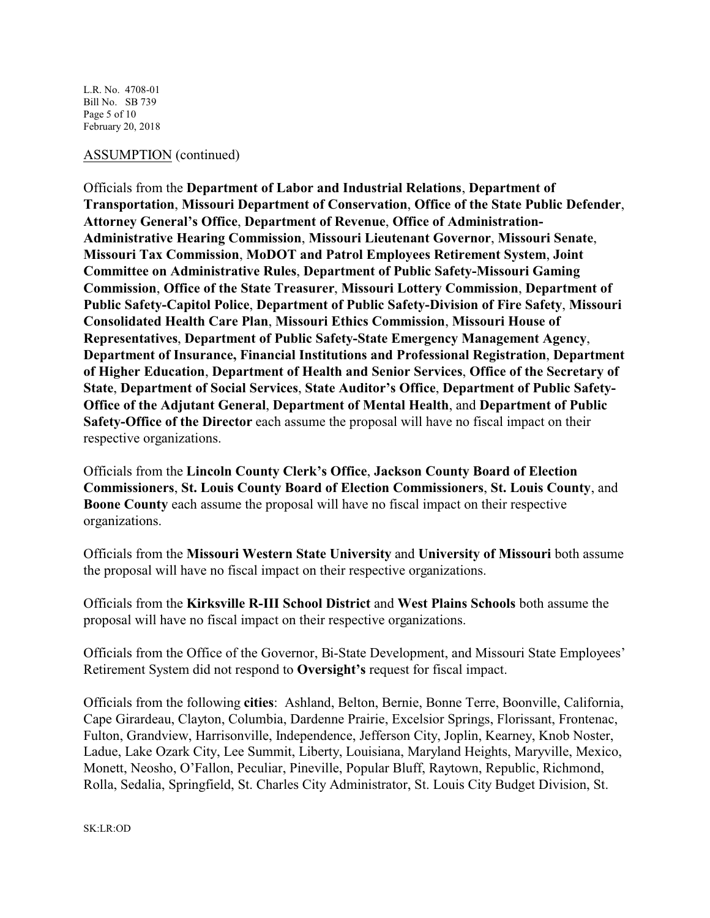ASSUMPTION (continued)

Officials from the **Department of Labor and Industrial Relations**, **Department of Transportation**, **Missouri Department of Conservation**, **Office of the State Public Defender**, **Attorney General's Office**, **Department of Revenue**, **Office of Administration-Administrative Hearing Commission**, **Missouri Lieutenant Governor**, **Missouri Senate**, **Missouri Tax Commission**, **MoDOT and Patrol Employees Retirement System**, **Joint Committee on Administrative Rules**, **Department of Public Safety-Missouri Gaming Commission**, **Office of the State Treasurer**, **Missouri Lottery Commission**, **Department of Public Safety-Capitol Police**, **Department of Public Safety-Division of Fire Safety**, **Missouri Consolidated Health Care Plan**, **Missouri Ethics Commission**, **Missouri House of Representatives**, **Department of Public Safety-State Emergency Management Agency**, **Department of Insurance, Financial Institutions and Professional Registration**, **Department of Higher Education**, **Department of Health and Senior Services**, **Office of the Secretary of State**, **Department of Social Services**, **State Auditor's Office**, **Department of Public Safety-Office of the Adjutant General**, **Department of Mental Health**, and **Department of Public Safety-Office of the Director** each assume the proposal will have no fiscal impact on their respective organizations.

Officials from the **Lincoln County Clerk's Office**, **Jackson County Board of Election Commissioners**, **St. Louis County Board of Election Commissioners**, **St. Louis County**, and **Boone County** each assume the proposal will have no fiscal impact on their respective organizations.

Officials from the **Missouri Western State University** and **University of Missouri** both assume the proposal will have no fiscal impact on their respective organizations.

Officials from the **Kirksville R-III School District** and **West Plains Schools** both assume the proposal will have no fiscal impact on their respective organizations.

Officials from the Office of the Governor, Bi-State Development, and Missouri State Employees' Retirement System did not respond to **Oversight's** request for fiscal impact.

Officials from the following **cities**: Ashland, Belton, Bernie, Bonne Terre, Boonville, California, Cape Girardeau, Clayton, Columbia, Dardenne Prairie, Excelsior Springs, Florissant, Frontenac, Fulton, Grandview, Harrisonville, Independence, Jefferson City, Joplin, Kearney, Knob Noster, Ladue, Lake Ozark City, Lee Summit, Liberty, Louisiana, Maryland Heights, Maryville, Mexico, Monett, Neosho, O'Fallon, Peculiar, Pineville, Popular Bluff, Raytown, Republic, Richmond, Rolla, Sedalia, Springfield, St. Charles City Administrator, St. Louis City Budget Division, St.

SK:LR:OD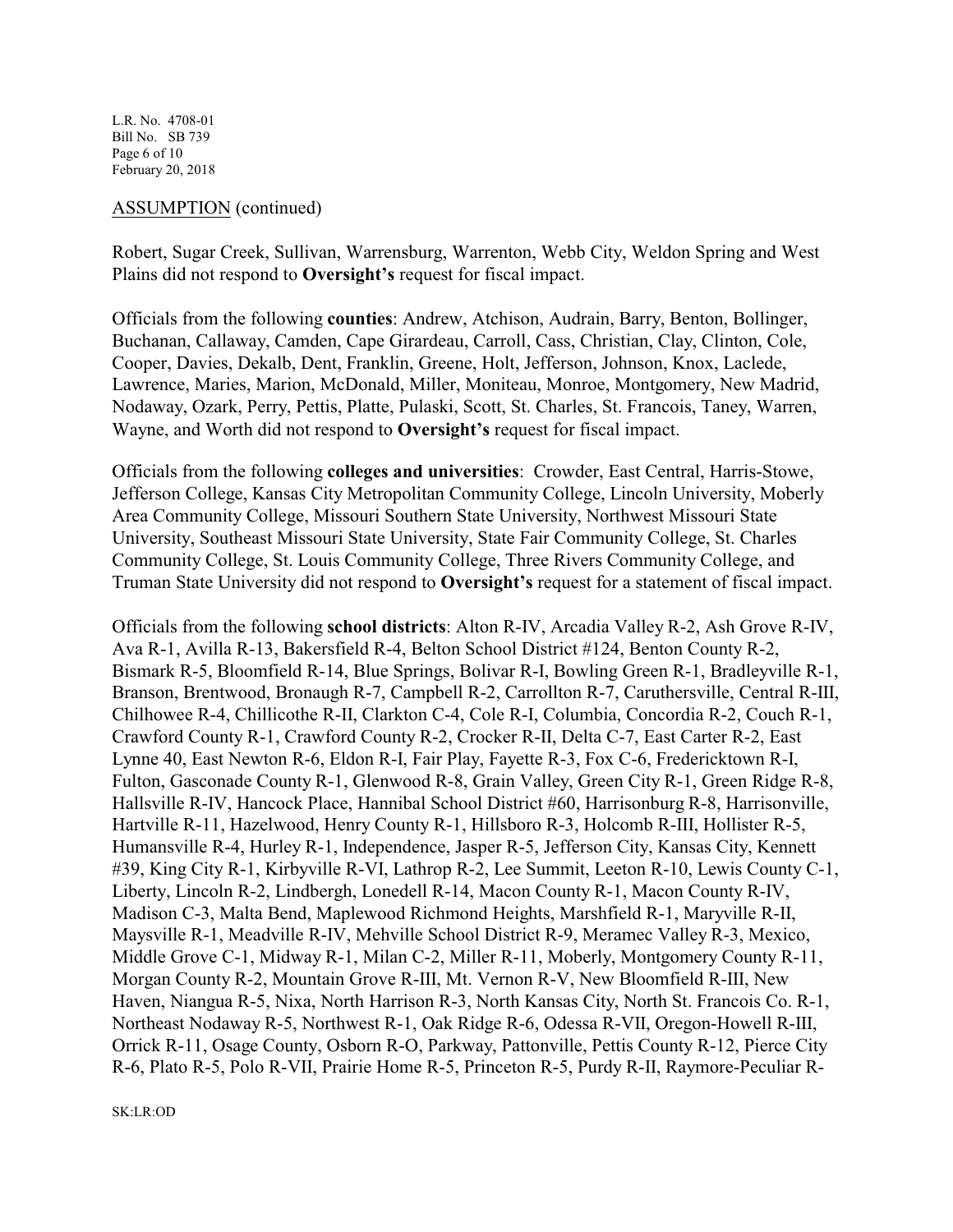ASSUMPTION (continued)

Robert, Sugar Creek, Sullivan, Warrensburg, Warrenton, Webb City, Weldon Spring and West Plains did not respond to **Oversight's** request for fiscal impact.

Officials from the following **counties**: Andrew, Atchison, Audrain, Barry, Benton, Bollinger, Buchanan, Callaway, Camden, Cape Girardeau, Carroll, Cass, Christian, Clay, Clinton, Cole, Cooper, Davies, Dekalb, Dent, Franklin, Greene, Holt, Jefferson, Johnson, Knox, Laclede, Lawrence, Maries, Marion, McDonald, Miller, Moniteau, Monroe, Montgomery, New Madrid, Nodaway, Ozark, Perry, Pettis, Platte, Pulaski, Scott, St. Charles, St. Francois, Taney, Warren, Wayne, and Worth did not respond to **Oversight's** request for fiscal impact.

Officials from the following **colleges and universities**: Crowder, East Central, Harris-Stowe, Jefferson College, Kansas City Metropolitan Community College, Lincoln University, Moberly Area Community College, Missouri Southern State University, Northwest Missouri State University, Southeast Missouri State University, State Fair Community College, St. Charles Community College, St. Louis Community College, Three Rivers Community College, and Truman State University did not respond to **Oversight's** request for a statement of fiscal impact.

Officials from the following **school districts**: Alton R-IV, Arcadia Valley R-2, Ash Grove R-IV, Ava R-1, Avilla R-13, Bakersfield R-4, Belton School District #124, Benton County R-2, Bismark R-5, Bloomfield R-14, Blue Springs, Bolivar R-I, Bowling Green R-1, Bradleyville R-1, Branson, Brentwood, Bronaugh R-7, Campbell R-2, Carrollton R-7, Caruthersville, Central R-III, Chilhowee R-4, Chillicothe R-II, Clarkton C-4, Cole R-I, Columbia, Concordia R-2, Couch R-1, Crawford County R-1, Crawford County R-2, Crocker R-II, Delta C-7, East Carter R-2, East Lynne 40, East Newton R-6, Eldon R-I, Fair Play, Fayette R-3, Fox C-6, Fredericktown R-I, Fulton, Gasconade County R-1, Glenwood R-8, Grain Valley, Green City R-1, Green Ridge R-8, Hallsville R-IV, Hancock Place, Hannibal School District #60, Harrisonburg R-8, Harrisonville, Hartville R-11, Hazelwood, Henry County R-1, Hillsboro R-3, Holcomb R-III, Hollister R-5, Humansville R-4, Hurley R-1, Independence, Jasper R-5, Jefferson City, Kansas City, Kennett #39, King City R-1, Kirbyville R-VI, Lathrop R-2, Lee Summit, Leeton R-10, Lewis County C-1, Liberty, Lincoln R-2, Lindbergh, Lonedell R-14, Macon County R-1, Macon County R-IV, Madison C-3, Malta Bend, Maplewood Richmond Heights, Marshfield R-1, Maryville R-II, Maysville R-1, Meadville R-IV, Mehville School District R-9, Meramec Valley R-3, Mexico, Middle Grove C-1, Midway R-1, Milan C-2, Miller R-11, Moberly, Montgomery County R-11, Morgan County R-2, Mountain Grove R-III, Mt. Vernon R-V, New Bloomfield R-III, New Haven, Niangua R-5, Nixa, North Harrison R-3, North Kansas City, North St. Francois Co. R-1, Northeast Nodaway R-5, Northwest R-1, Oak Ridge R-6, Odessa R-VII, Oregon-Howell R-III, Orrick R-11, Osage County, Osborn R-O, Parkway, Pattonville, Pettis County R-12, Pierce City R-6, Plato R-5, Polo R-VII, Prairie Home R-5, Princeton R-5, Purdy R-II, Raymore-Peculiar R-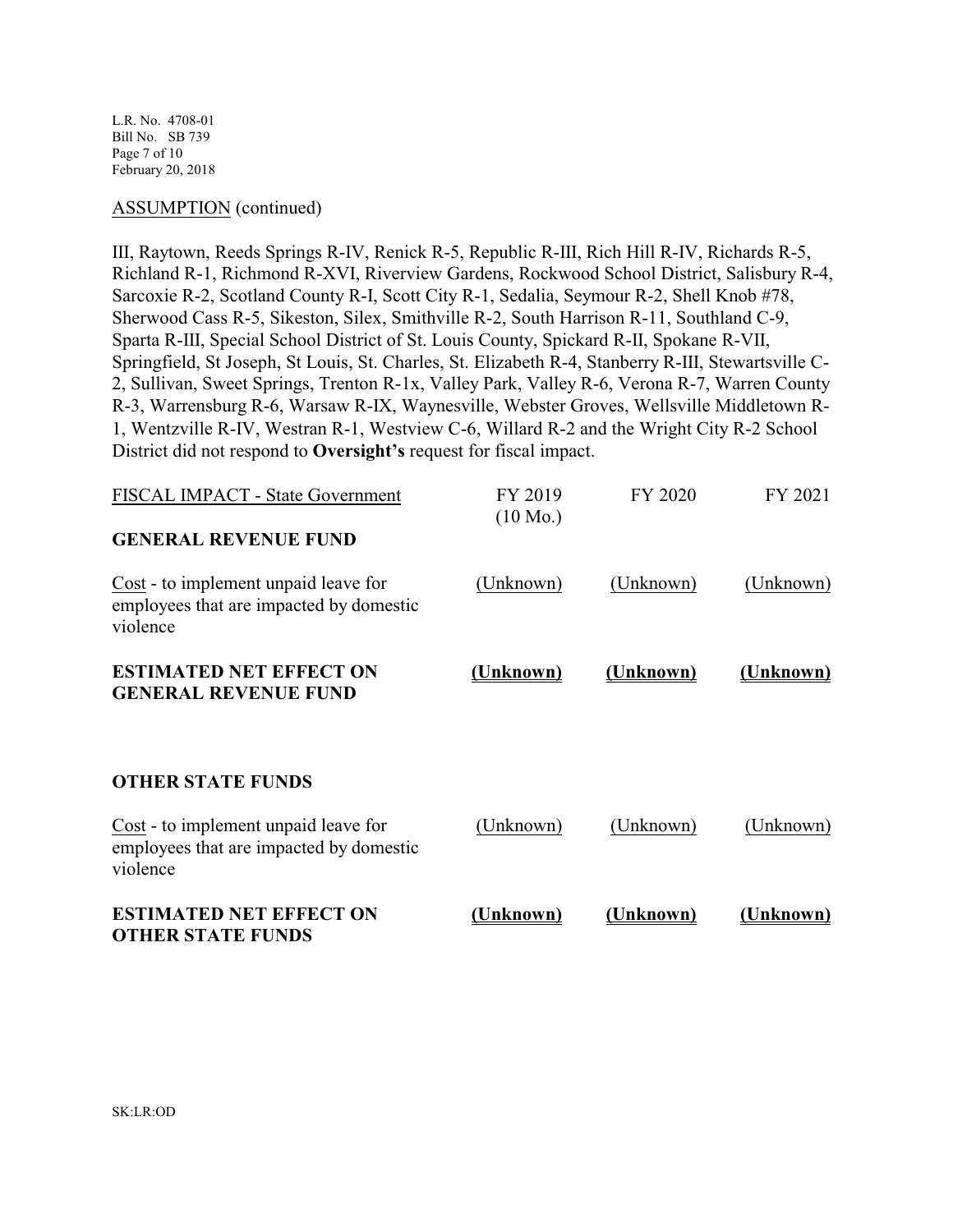ASSUMPTION (continued)

III, Raytown, Reeds Springs R-IV, Renick R-5, Republic R-III, Rich Hill R-IV, Richards R-5, Richland R-1, Richmond R-XVI, Riverview Gardens, Rockwood School District, Salisbury R-4, Sarcoxie R-2, Scotland County R-I, Scott City R-1, Sedalia, Seymour R-2, Shell Knob #78, Sherwood Cass R-5, Sikeston, Silex, Smithville R-2, South Harrison R-11, Southland C-9, Sparta R-III, Special School District of St. Louis County, Spickard R-II, Spokane R-VII, Springfield, St Joseph, St Louis, St. Charles, St. Elizabeth R-4, Stanberry R-III, Stewartsville C-2, Sullivan, Sweet Springs, Trenton R-1x, Valley Park, Valley R-6, Verona R-7, Warren County R-3, Warrensburg R-6, Warsaw R-IX, Waynesville, Webster Groves, Wellsville Middletown R-1, Wentzville R-IV, Westran R-1, Westview C-6, Willard R-2 and the Wright City R-2 School District did not respond to **Oversight's** request for fiscal impact.

| FISCAL IMPACT - State Government | FY 2019 (10 Mo.) | FY 2020 | FY 2021 |
|---|---|---|---|
| **GENERAL REVENUE FUND** | | | |
| Cost - to implement unpaid leave for employees that are impacted by domestic violence | (Unknown) | (Unknown) | (Unknown) |
| **ESTIMATED NET EFFECT ON GENERAL REVENUE FUND** | **(Unknown)** | **(Unknown)** | **(Unknown)** |
| | | | |
| **OTHER STATE FUNDS** | | | |
| Cost - to implement unpaid leave for employees that are impacted by domestic violence | (Unknown) | (Unknown) | (Unknown) |
| **ESTIMATED NET EFFECT ON OTHER STATE FUNDS** | **(Unknown)** | **(Unknown)** | **(Unknown)** |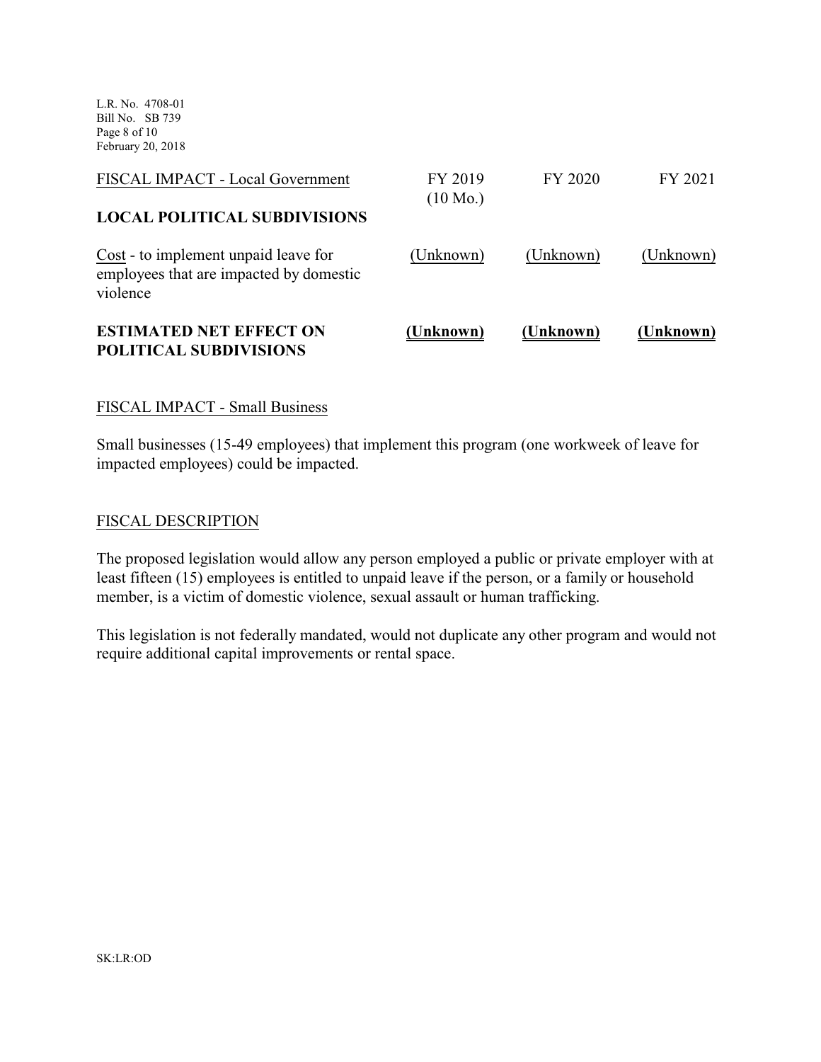| FISCAL IMPACT - Local Government | FY 2019 (10 Mo.) | FY 2020 | FY 2021 |
|---|---|---|---|
| **LOCAL POLITICAL SUBDIVISIONS** | | | |
| Cost - to implement unpaid leave for employees that are impacted by domestic violence | (Unknown) | (Unknown) | (Unknown) |
| **ESTIMATED NET EFFECT ON POLITICAL SUBDIVISIONS** | **(Unknown)** | **(Unknown)** | **(Unknown)** |

FISCAL IMPACT - Small Business

Small businesses (15-49 employees) that implement this program (one workweek of leave for impacted employees) could be impacted.

FISCAL DESCRIPTION

The proposed legislation would allow any person employed a public or private employer with at least fifteen (15) employees is entitled to unpaid leave if the person, or a family or household member, is a victim of domestic violence, sexual assault or human trafficking.

This legislation is not federally mandated, would not duplicate any other program and would not require additional capital improvements or rental space.

SK:LR:OD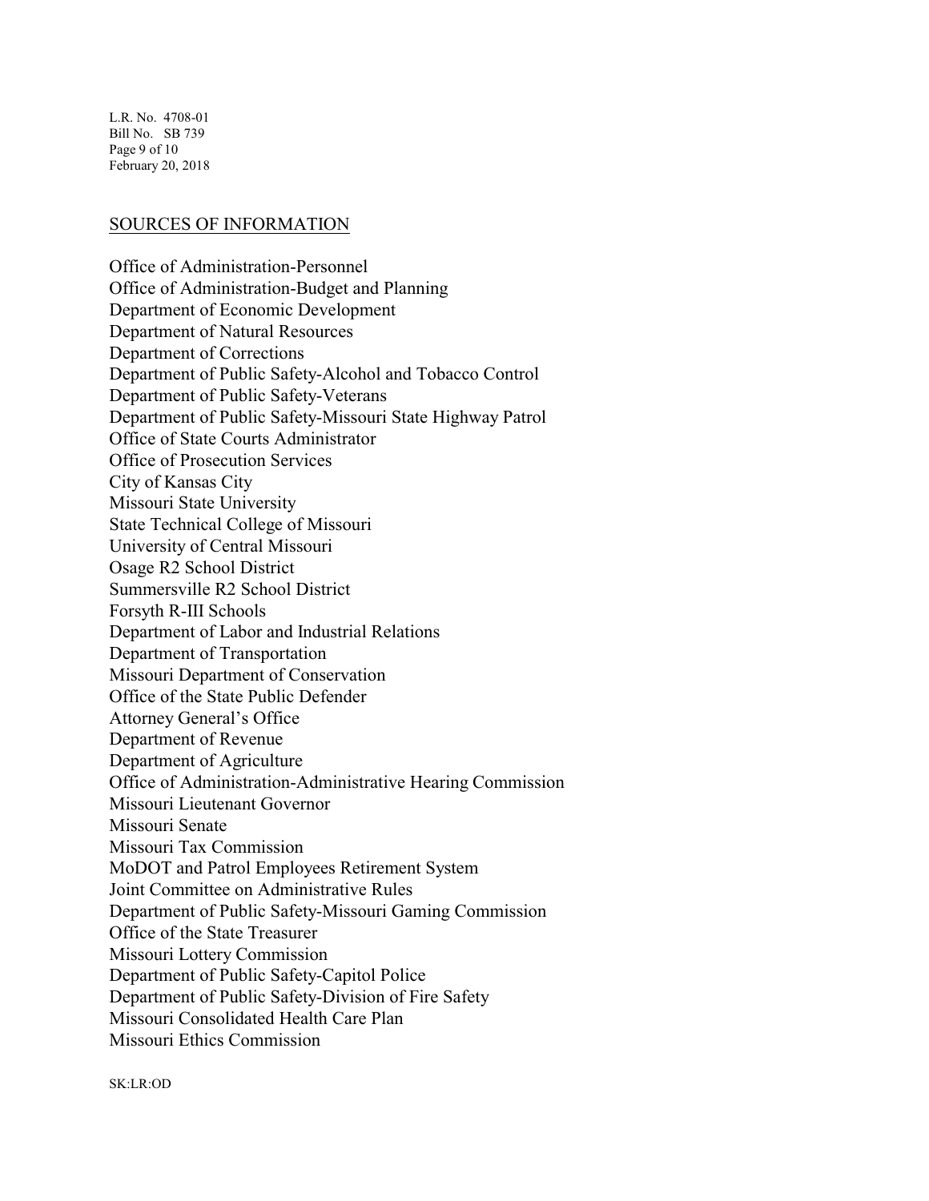## SOURCES OF INFORMATION

Office of Administration-Personnel
Office of Administration-Budget and Planning
Department of Economic Development
Department of Natural Resources
Department of Corrections
Department of Public Safety-Alcohol and Tobacco Control
Department of Public Safety-Veterans
Department of Public Safety-Missouri State Highway Patrol
Office of State Courts Administrator
Office of Prosecution Services
City of Kansas City
Missouri State University
State Technical College of Missouri
University of Central Missouri
Osage R2 School District
Summersville R2 School District
Forsyth R-III Schools
Department of Labor and Industrial Relations
Department of Transportation
Missouri Department of Conservation
Office of the State Public Defender
Attorney General's Office
Department of Revenue
Department of Agriculture
Office of Administration-Administrative Hearing Commission
Missouri Lieutenant Governor
Missouri Senate
Missouri Tax Commission
MoDOT and Patrol Employees Retirement System
Joint Committee on Administrative Rules
Department of Public Safety-Missouri Gaming Commission
Office of the State Treasurer
Missouri Lottery Commission
Department of Public Safety-Capitol Police
Department of Public Safety-Division of Fire Safety
Missouri Consolidated Health Care Plan
Missouri Ethics Commission

SK:LR:OD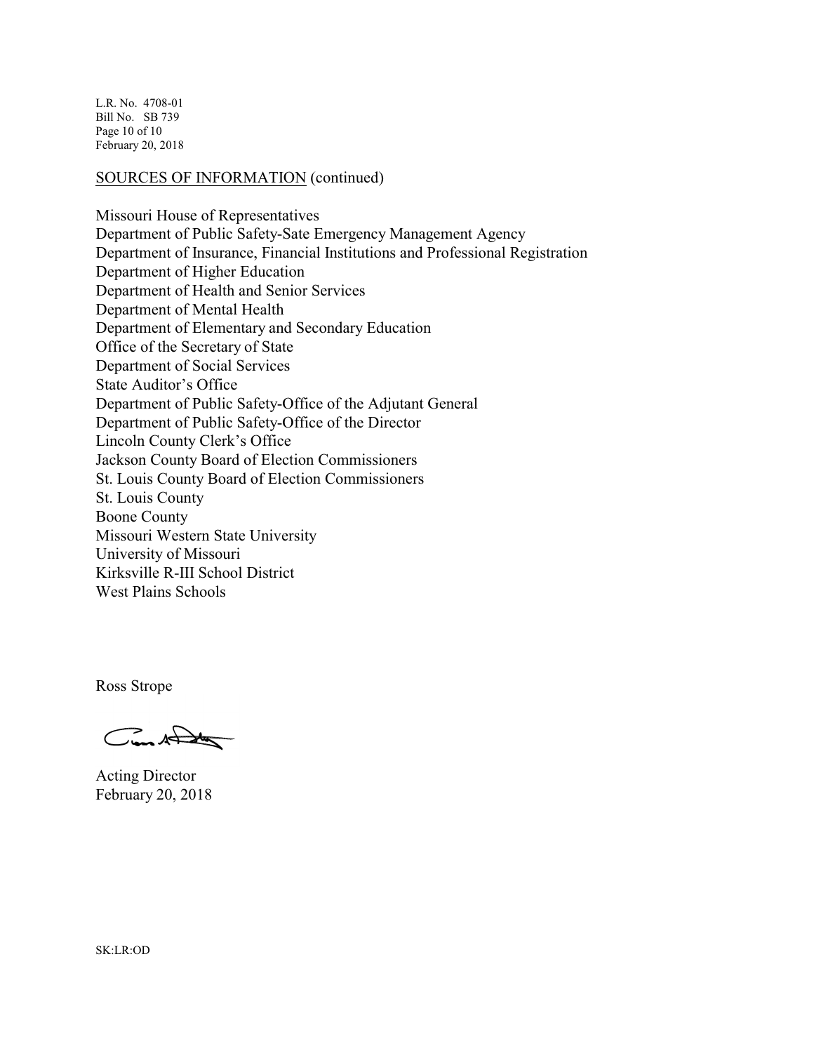SOURCES OF INFORMATION (continued)

Missouri House of Representatives
Department of Public Safety-Sate Emergency Management Agency
Department of Insurance, Financial Institutions and Professional Registration
Department of Higher Education
Department of Health and Senior Services
Department of Mental Health
Department of Elementary and Secondary Education
Office of the Secretary of State
Department of Social Services
State Auditor's Office
Department of Public Safety-Office of the Adjutant General
Department of Public Safety-Office of the Director
Lincoln County Clerk's Office
Jackson County Board of Election Commissioners
St. Louis County Board of Election Commissioners
St. Louis County
Boone County
Missouri Western State University
University of Missouri
Kirksville R-III School District
West Plains Schools

Ross Strope

Acting Director
February 20, 2018

SK:LR:OD